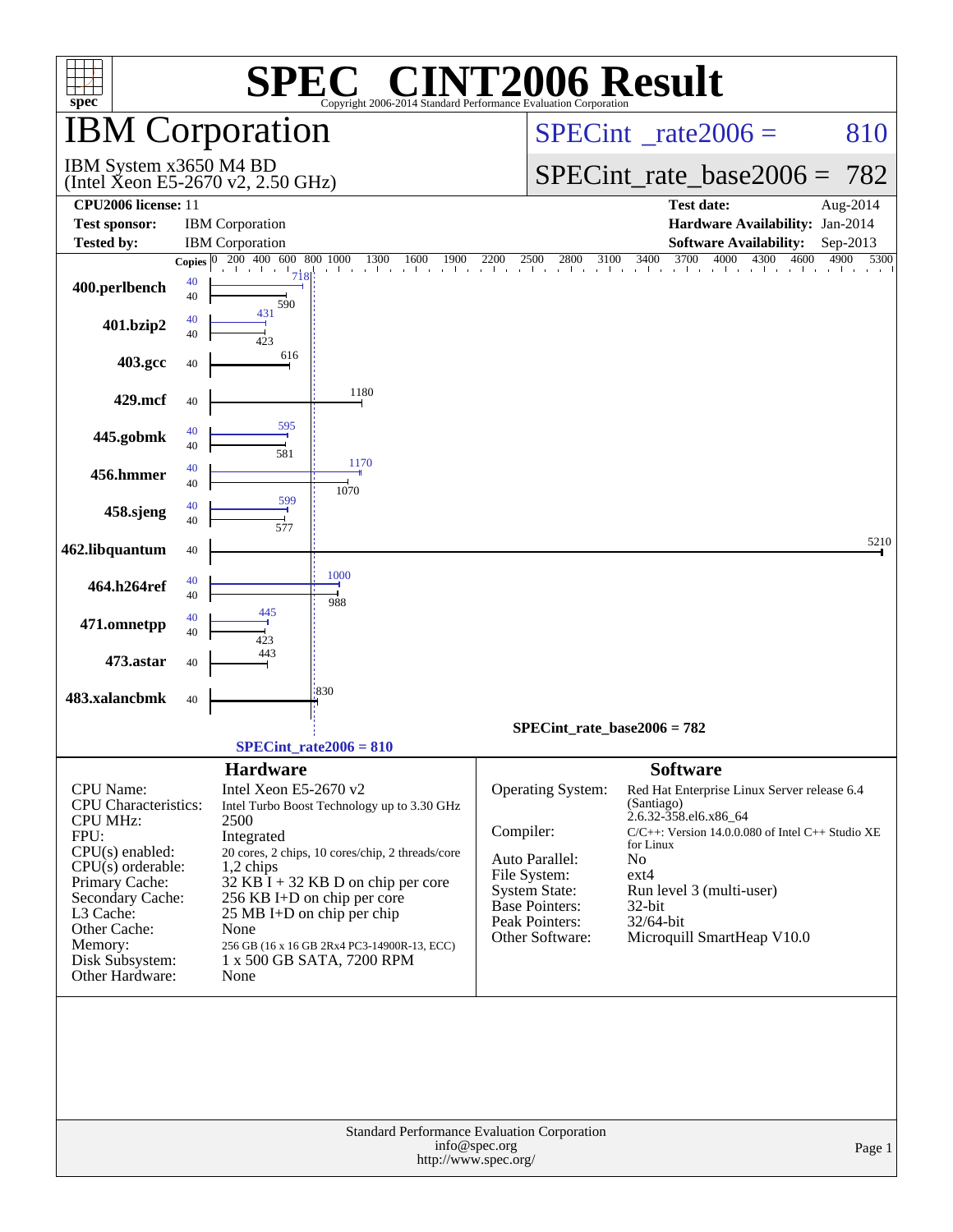# SPEC CINT2006 Result

Copyright 2006-2014 Standard Performance Evaluation Corporation

## IBM Corporation

IBM System x3650 M4 BD
(Intel Xeon E5-2670 v2, 2.50 GHz)

SPECint_rate2006 = 810

SPECint_rate_base2006 = 782

| | | | |
|---|---|---|---|
| **CPU2006 license:** | 11 | **Test date:** | Aug-2014 |
| **Test sponsor:** | IBM Corporation | **Hardware Availability:** | Jan-2014 |
| **Tested by:** | IBM Corporation | **Software Availability:** | Sep-2013 |

| Benchmark | Copies | Peak | Base |
|---|---|---|---|
| 400.perlbench | 40 | 718 | 590 |
| 401.bzip2 | 40 | 431 | 423 |
| 403.gcc | 40 | | 616 |
| 429.mcf | 40 | | 1180 |
| 445.gobmk | 40 | 595 | 581 |
| 456.hmmer | 40 | 1170 | 1070 |
| 458.sjeng | 40 | 599 | 577 |
| 462.libquantum | 40 | | 5210 |
| 464.h264ref | 40 | 1000 | 988 |
| 471.omnetpp | 40 | 445 | 423 |
| 473.astar | 40 | | 443 |
| 483.xalancbmk | 40 | | 830 |

SPECint_rate_base2006 = 782

SPECint_rate2006 = 810

### Hardware

| | |
|---|---|
| CPU Name: | Intel Xeon E5-2670 v2 |
| CPU Characteristics: | Intel Turbo Boost Technology up to 3.30 GHz |
| CPU MHz: | 2500 |
| FPU: | Integrated |
| CPU(s) enabled: | 20 cores, 2 chips, 10 cores/chip, 2 threads/core |
| CPU(s) orderable: | 1,2 chips |
| Primary Cache: | 32 KB I + 32 KB D on chip per core |
| Secondary Cache: | 256 KB I+D on chip per core |
| L3 Cache: | 25 MB I+D on chip per chip |
| Other Cache: | None |
| Memory: | 256 GB (16 x 16 GB 2Rx4 PC3-14900R-13, ECC) |
| Disk Subsystem: | 1 x 500 GB SATA, 7200 RPM |
| Other Hardware: | None |

### Software

| | |
|---|---|
| Operating System: | Red Hat Enterprise Linux Server release 6.4 (Santiago) 2.6.32-358.el6.x86_64 |
| Compiler: | C/C++: Version 14.0.0.080 of Intel C++ Studio XE for Linux |
| Auto Parallel: | No |
| File System: | ext4 |
| System State: | Run level 3 (multi-user) |
| Base Pointers: | 32-bit |
| Peak Pointers: | 32/64-bit |
| Other Software: | Microquill SmartHeap V10.0 |

Standard Performance Evaluation Corporation
info@spec.org
http://www.spec.org/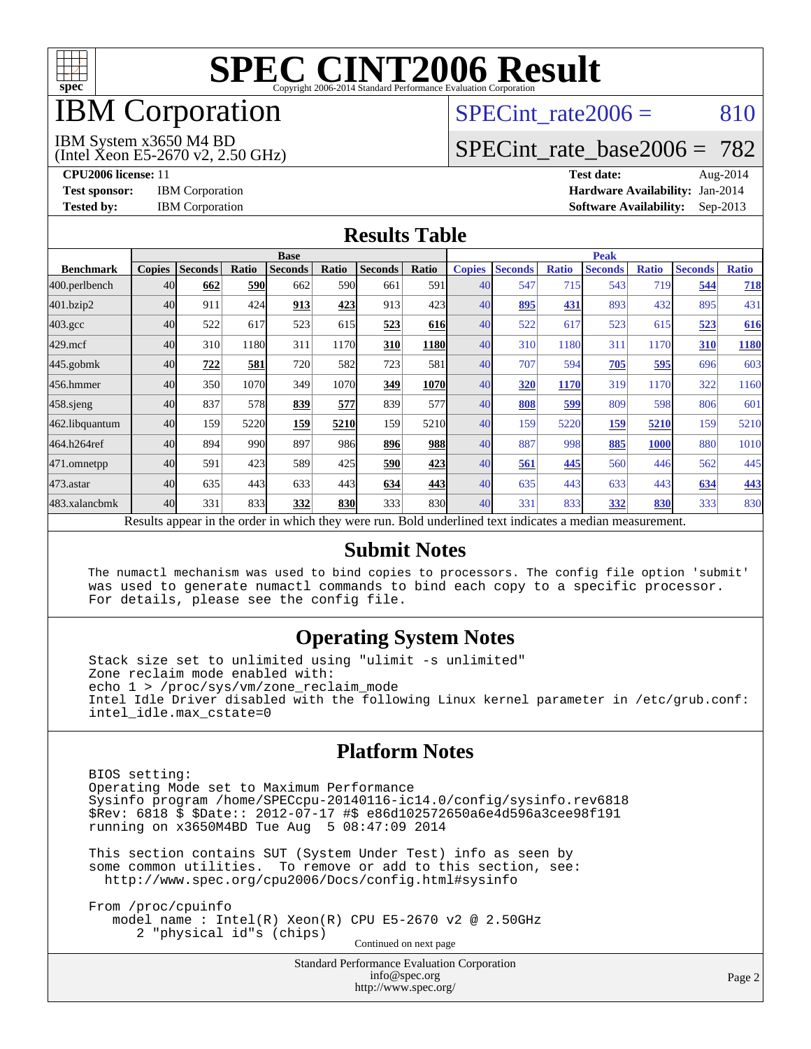# SPEC CINT2006 Result

Copyright 2006-2014 Standard Performance Evaluation Corporation

# IBM Corporation

IBM System x3650 M4 BD
(Intel Xeon E5-2670 v2, 2.50 GHz)

SPECint_rate2006 = 810

SPECint_rate_base2006 = 782

**CPU2006 license:** 11
**Test sponsor:** IBM Corporation
**Tested by:** IBM Corporation

**Test date:** Aug-2014
**Hardware Availability:** Jan-2014
**Software Availability:** Sep-2013

## Results Table

| | Base | | | | | | | | Peak | | | | | | | |
|---|---|---|---|---|---|---|---|---|---|---|---|---|---|---|---|---|
| **Benchmark** | **Copies** | **Seconds** | **Ratio** | **Seconds** | **Ratio** | **Seconds** | **Ratio** | **Copies** | **Seconds** | **Ratio** | **Seconds** | **Ratio** | **Seconds** | **Ratio** |
| 400.perlbench | 40 | **662** | **590** | 662 | 590 | 661 | 591 | 40 | 547 | 715 | 543 | 719 | **544** | **718** |
| 401.bzip2 | 40 | 911 | 424 | **913** | **423** | 913 | 423 | 40 | **895** | **431** | 893 | 432 | 895 | 431 |
| 403.gcc | 40 | 522 | 617 | 523 | 615 | **523** | **616** | 40 | 522 | 617 | 523 | 615 | **523** | **616** |
| 429.mcf | 40 | 310 | 1180 | 311 | 1170 | **310** | **1180** | 40 | 310 | 1180 | 311 | 1170 | **310** | **1180** |
| 445.gobmk | 40 | **722** | **581** | 720 | 582 | 723 | 581 | 40 | 707 | 594 | **705** | **595** | 696 | 603 |
| 456.hmmer | 40 | 350 | 1070 | 349 | 1070 | **349** | **1070** | 40 | **320** | **1170** | 319 | 1170 | 322 | 1160 |
| 458.sjeng | 40 | 837 | 578 | **839** | **577** | 839 | 577 | 40 | **808** | **599** | 809 | 598 | 806 | 601 |
| 462.libquantum | 40 | 159 | 5220 | **159** | **5210** | 159 | 5210 | 40 | 159 | 5220 | **159** | **5210** | 159 | 5210 |
| 464.h264ref | 40 | 894 | 990 | 897 | 986 | **896** | **988** | 40 | 887 | 998 | **885** | **1000** | 880 | 1010 |
| 471.omnetpp | 40 | 591 | 423 | 589 | 425 | **590** | **423** | 40 | **561** | **445** | 560 | 446 | 562 | 445 |
| 473.astar | 40 | 635 | 443 | 633 | 443 | **634** | **443** | 40 | 635 | 443 | 633 | 443 | **634** | **443** |
| 483.xalancbmk | 40 | 331 | 833 | **332** | **830** | 333 | 830 | 40 | 331 | 833 | **332** | **830** | 333 | 830 |

Results appear in the order in which they were run. Bold underlined text indicates a median measurement.

## Submit Notes

```
The numactl mechanism was used to bind copies to processors. The config file option 'submit'
was used to generate numactl commands to bind each copy to a specific processor.
For details, please see the config file.
```

## Operating System Notes

```
Stack size set to unlimited using "ulimit -s unlimited"
Zone reclaim mode enabled with:
echo 1 > /proc/sys/vm/zone_reclaim_mode
Intel Idle Driver disabled with the following Linux kernel parameter in /etc/grub.conf:
intel_idle.max_cstate=0
```

## Platform Notes

```
BIOS setting:
Operating Mode set to Maximum Performance
Sysinfo program /home/SPECcpu-20140116-ic14.0/config/sysinfo.rev6818
$Rev: 6818 $ $Date:: 2012-07-17 #$ e86d102572650a6e4d596a3cee98f191
running on x3650M4BD Tue Aug  5 08:47:09 2014

This section contains SUT (System Under Test) info as seen by
some common utilities.  To remove or add to this section, see:
  http://www.spec.org/cpu2006/Docs/config.html#sysinfo

From /proc/cpuinfo
    model name : Intel(R) Xeon(R) CPU E5-2670 v2 @ 2.50GHz
       2 "physical id"s (chips)
```

Continued on next page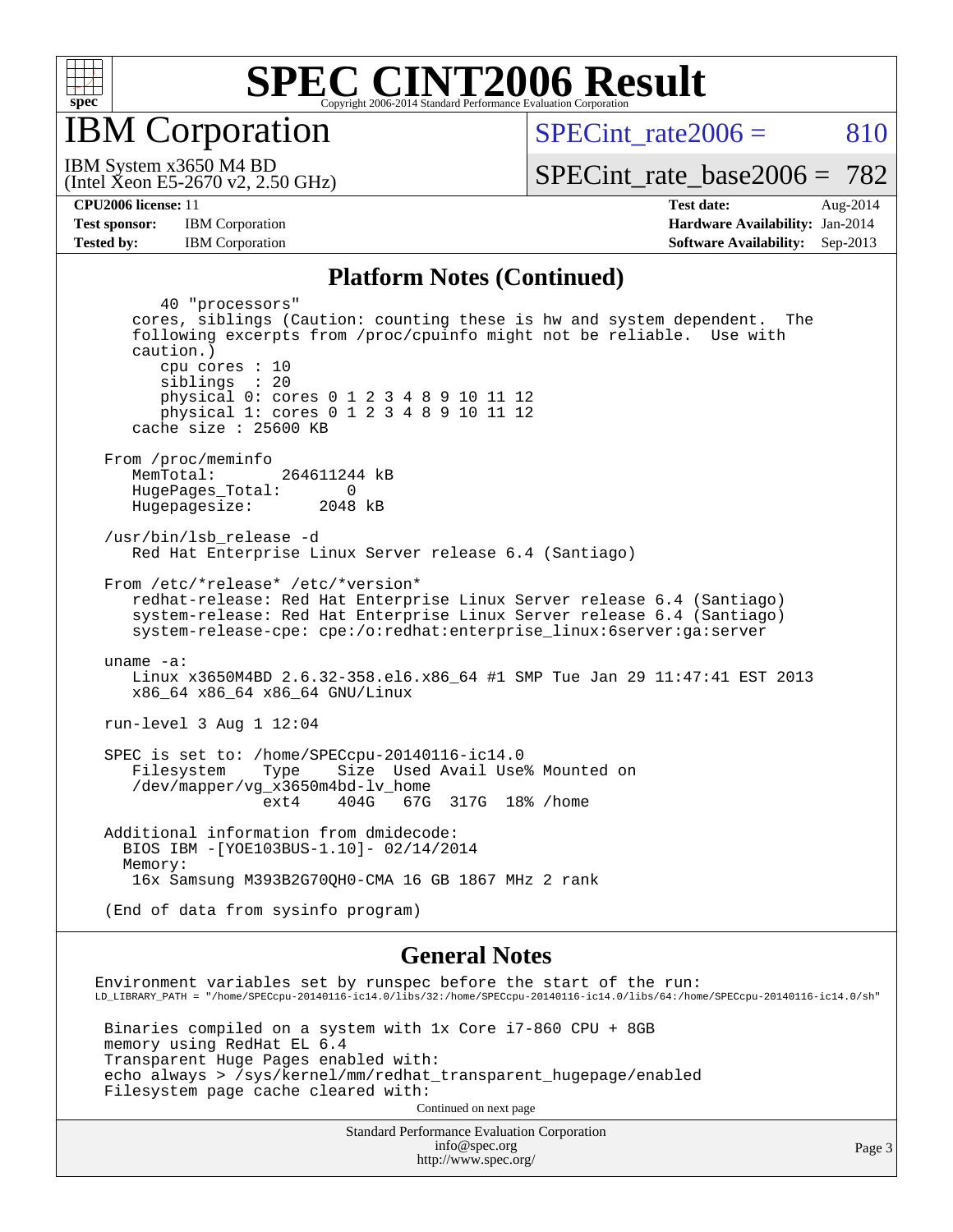# SPEC CINT2006 Result

Copyright 2006-2014 Standard Performance Evaluation Corporation

## IBM Corporation

IBM System x3650 M4 BD
(Intel Xeon E5-2670 v2, 2.50 GHz)

SPECint_rate2006 = 810

SPECint_rate_base2006 = 782

**CPU2006 license:** 11
**Test sponsor:** IBM Corporation
**Tested by:** IBM Corporation

**Test date:** Aug-2014
**Hardware Availability:** Jan-2014
**Software Availability:** Sep-2013

### Platform Notes (Continued)

```
        40 "processors"
     cores, siblings (Caution: counting these is hw and system dependent.  The
     following excerpts from /proc/cpuinfo might not be reliable.  Use with
     caution.)
        cpu cores : 10
        siblings  : 20
        physical 0: cores 0 1 2 3 4 8 9 10 11 12
        physical 1: cores 0 1 2 3 4 8 9 10 11 12
     cache size : 25600 KB

  From /proc/meminfo
     MemTotal:       264611244 kB
     HugePages_Total:       0
     Hugepagesize:       2048 kB

  /usr/bin/lsb_release -d
     Red Hat Enterprise Linux Server release 6.4 (Santiago)

  From /etc/*release* /etc/*version*
     redhat-release: Red Hat Enterprise Linux Server release 6.4 (Santiago)
     system-release: Red Hat Enterprise Linux Server release 6.4 (Santiago)
     system-release-cpe: cpe:/o:redhat:enterprise_linux:6server:ga:server

  uname -a:
     Linux x3650M4BD 2.6.32-358.el6.x86_64 #1 SMP Tue Jan 29 11:47:41 EST 2013
     x86_64 x86_64 x86_64 GNU/Linux

  run-level 3 Aug 1 12:04

  SPEC is set to: /home/SPECcpu-20140116-ic14.0
     Filesystem     Type    Size  Used Avail Use% Mounted on
     /dev/mapper/vg_x3650m4bd-lv_home
                    ext4    404G   67G  317G  18% /home

  Additional information from dmidecode:
    BIOS IBM -[YOE103BUS-1.10]- 02/14/2014
    Memory:
     16x Samsung M393B2G70QH0-CMA 16 GB 1867 MHz 2 rank

  (End of data from sysinfo program)
```

### General Notes

```
Environment variables set by runspec before the start of the run:
LD_LIBRARY_PATH = "/home/SPECcpu-20140116-ic14.0/libs/32:/home/SPECcpu-20140116-ic14.0/libs/64:/home/SPECcpu-20140116-ic14.0/sh"

 Binaries compiled on a system with 1x Core i7-860 CPU + 8GB
 memory using RedHat EL 6.4
 Transparent Huge Pages enabled with:
 echo always > /sys/kernel/mm/redhat_transparent_hugepage/enabled
 Filesystem page cache cleared with:
```

Continued on next page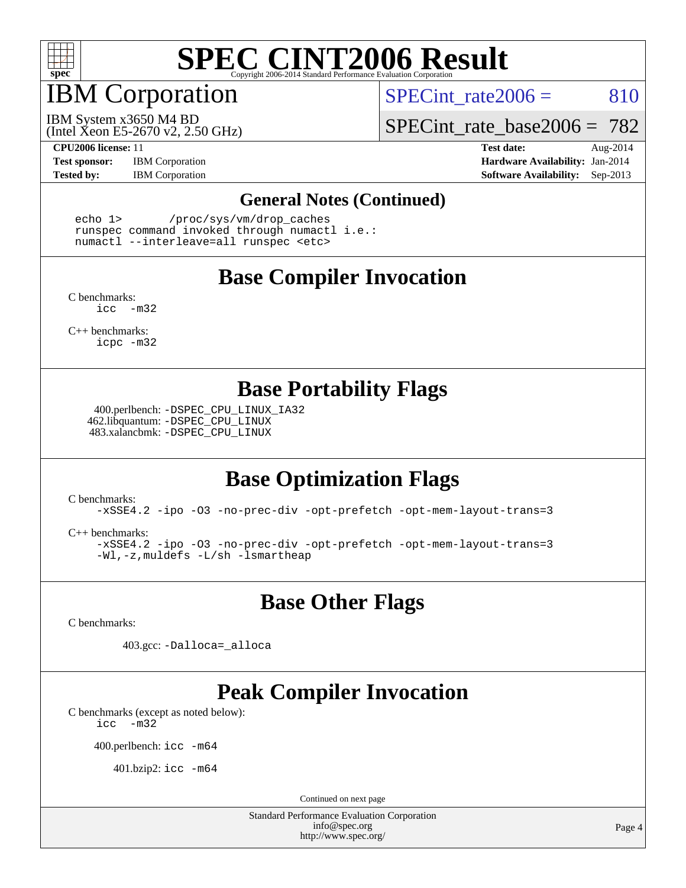# SPEC CINT2006 Result

Copyright 2006-2014 Standard Performance Evaluation Corporation

## IBM Corporation

IBM System x3650 M4 BD
(Intel Xeon E5-2670 v2, 2.50 GHz)

SPECint_rate2006 = 810

SPECint_rate_base2006 = 782

**CPU2006 license:** 11
**Test sponsor:** IBM Corporation
**Tested by:** IBM Corporation

**Test date:** Aug-2014
**Hardware Availability:** Jan-2014
**Software Availability:** Sep-2013

### General Notes (Continued)

```
echo 1>       /proc/sys/vm/drop_caches
runspec command invoked through numactl i.e.:
numactl --interleave=all runspec <etc>
```

### Base Compiler Invocation

C benchmarks:
```
icc  -m32
```

C++ benchmarks:
```
icpc -m32
```

### Base Portability Flags

400.perlbench: `-DSPEC_CPU_LINUX_IA32`
462.libquantum: `-DSPEC_CPU_LINUX`
483.xalancbmk: `-DSPEC_CPU_LINUX`

### Base Optimization Flags

C benchmarks:
```
-xSSE4.2 -ipo -O3 -no-prec-div -opt-prefetch -opt-mem-layout-trans=3
```

C++ benchmarks:
```
-xSSE4.2 -ipo -O3 -no-prec-div -opt-prefetch -opt-mem-layout-trans=3
-Wl,-z,muldefs -L/sh -lsmartheap
```

### Base Other Flags

C benchmarks:

403.gcc: `-Dalloca=_alloca`

### Peak Compiler Invocation

C benchmarks (except as noted below):
```
icc  -m32
```

400.perlbench: `icc -m64`

401.bzip2: `icc -m64`

Continued on next page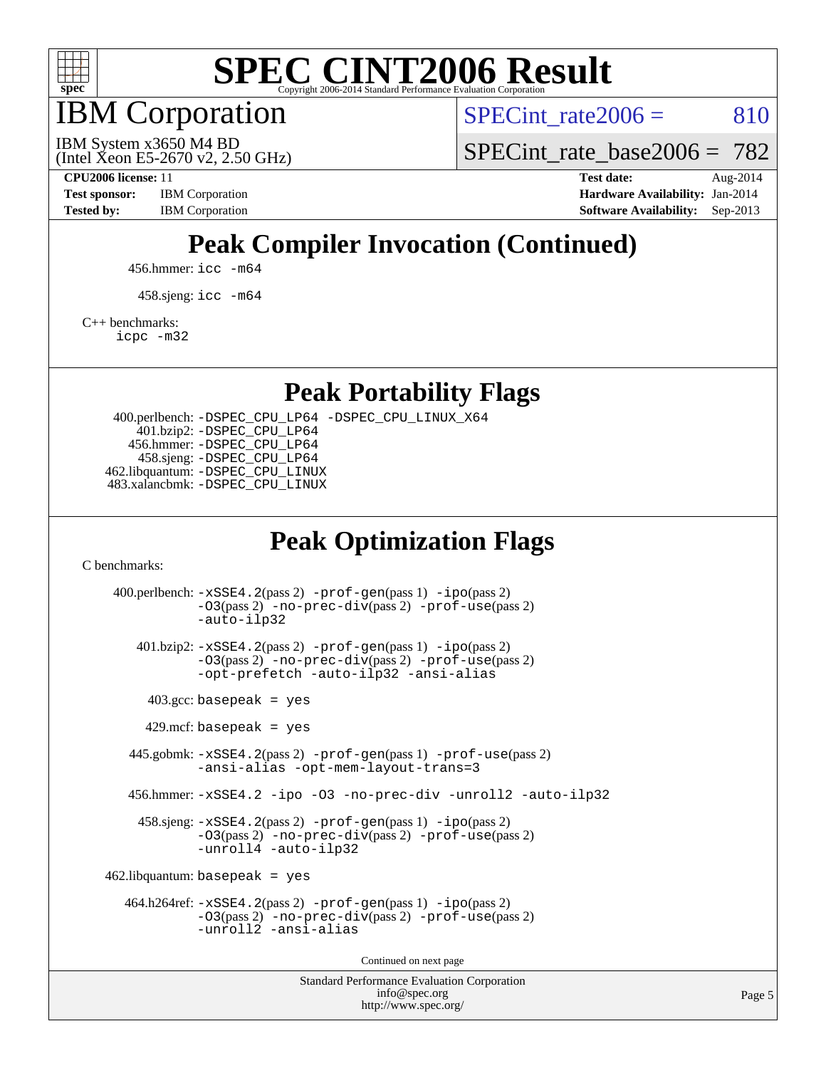# SPEC CINT2006 Result

Copyright 2006-2014 Standard Performance Evaluation Corporation

## IBM Corporation

IBM System x3650 M4 BD
(Intel Xeon E5-2670 v2, 2.50 GHz)

SPECint_rate2006 = 810

SPECint_rate_base2006 = 782

**CPU2006 license:** 11
**Test sponsor:** IBM Corporation
**Tested by:** IBM Corporation

**Test date:** Aug-2014
**Hardware Availability:** Jan-2014
**Software Availability:** Sep-2013

## Peak Compiler Invocation (Continued)

456.hmmer: `icc -m64`

458.sjeng: `icc -m64`

C++ benchmarks:
`icpc -m32`

## Peak Portability Flags

400.perlbench: `-DSPEC_CPU_LP64 -DSPEC_CPU_LINUX_X64`
401.bzip2: `-DSPEC_CPU_LP64`
456.hmmer: `-DSPEC_CPU_LP64`
458.sjeng: `-DSPEC_CPU_LP64`
462.libquantum: `-DSPEC_CPU_LINUX`
483.xalancbmk: `-DSPEC_CPU_LINUX`

## Peak Optimization Flags

C benchmarks:

400.perlbench: `-xSSE4.2`(pass 2) `-prof-gen`(pass 1) `-ipo`(pass 2) `-O3`(pass 2) `-no-prec-div`(pass 2) `-prof-use`(pass 2) `-auto-ilp32`

401.bzip2: `-xSSE4.2`(pass 2) `-prof-gen`(pass 1) `-ipo`(pass 2) `-O3`(pass 2) `-no-prec-div`(pass 2) `-prof-use`(pass 2) `-opt-prefetch -auto-ilp32 -ansi-alias`

403.gcc: `basepeak = yes`

429.mcf: `basepeak = yes`

445.gobmk: `-xSSE4.2`(pass 2) `-prof-gen`(pass 1) `-prof-use`(pass 2) `-ansi-alias -opt-mem-layout-trans=3`

456.hmmer: `-xSSE4.2 -ipo -O3 -no-prec-div -unroll2 -auto-ilp32`

458.sjeng: `-xSSE4.2`(pass 2) `-prof-gen`(pass 1) `-ipo`(pass 2) `-O3`(pass 2) `-no-prec-div`(pass 2) `-prof-use`(pass 2) `-unroll4 -auto-ilp32`

462.libquantum: `basepeak = yes`

464.h264ref: `-xSSE4.2`(pass 2) `-prof-gen`(pass 1) `-ipo`(pass 2) `-O3`(pass 2) `-no-prec-div`(pass 2) `-prof-use`(pass 2) `-unroll2 -ansi-alias`

Continued on next page

Standard Performance Evaluation Corporation
info@spec.org
http://www.spec.org/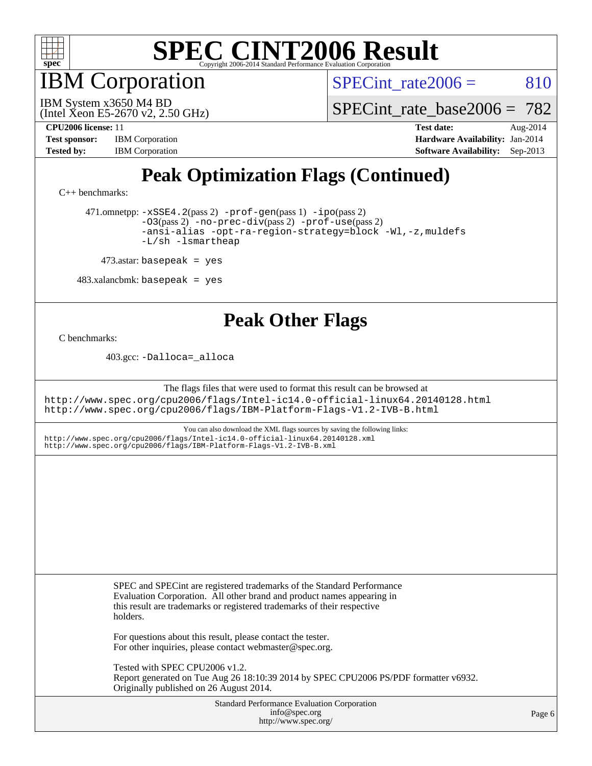# SPEC CINT2006 Result

Copyright 2006-2014 Standard Performance Evaluation Corporation

## IBM Corporation

IBM System x3650 M4 BD
(Intel Xeon E5-2670 v2, 2.50 GHz)

SPECint_rate2006 = 810

SPECint_rate_base2006 = 782

**CPU2006 license:** 11
**Test sponsor:** IBM Corporation
**Tested by:** IBM Corporation

**Test date:** Aug-2014
**Hardware Availability:** Jan-2014
**Software Availability:** Sep-2013

## Peak Optimization Flags (Continued)

C++ benchmarks:

471.omnetpp: `-xSSE4.2`(pass 2) `-prof-gen`(pass 1) `-ipo`(pass 2) `-O3`(pass 2) `-no-prec-div`(pass 2) `-prof-use`(pass 2) `-ansi-alias` `-opt-ra-region-strategy=block` `-Wl,-z,muldefs` `-L/sh` `-lsmartheap`

473.astar: `basepeak = yes`

483.xalancbmk: `basepeak = yes`

## Peak Other Flags

C benchmarks:

403.gcc: `-Dalloca=_alloca`

The flags files that were used to format this result can be browsed at
http://www.spec.org/cpu2006/flags/Intel-ic14.0-official-linux64.20140128.html
http://www.spec.org/cpu2006/flags/IBM-Platform-Flags-V1.2-IVB-B.html

You can also download the XML flags sources by saving the following links:
http://www.spec.org/cpu2006/flags/Intel-ic14.0-official-linux64.20140128.xml
http://www.spec.org/cpu2006/flags/IBM-Platform-Flags-V1.2-IVB-B.xml

SPEC and SPECint are registered trademarks of the Standard Performance Evaluation Corporation. All other brand and product names appearing in this result are trademarks or registered trademarks of their respective holders.

For questions about this result, please contact the tester.
For other inquiries, please contact webmaster@spec.org.

Tested with SPEC CPU2006 v1.2.
Report generated on Tue Aug 26 18:10:39 2014 by SPEC CPU2006 PS/PDF formatter v6932.
Originally published on 26 August 2014.